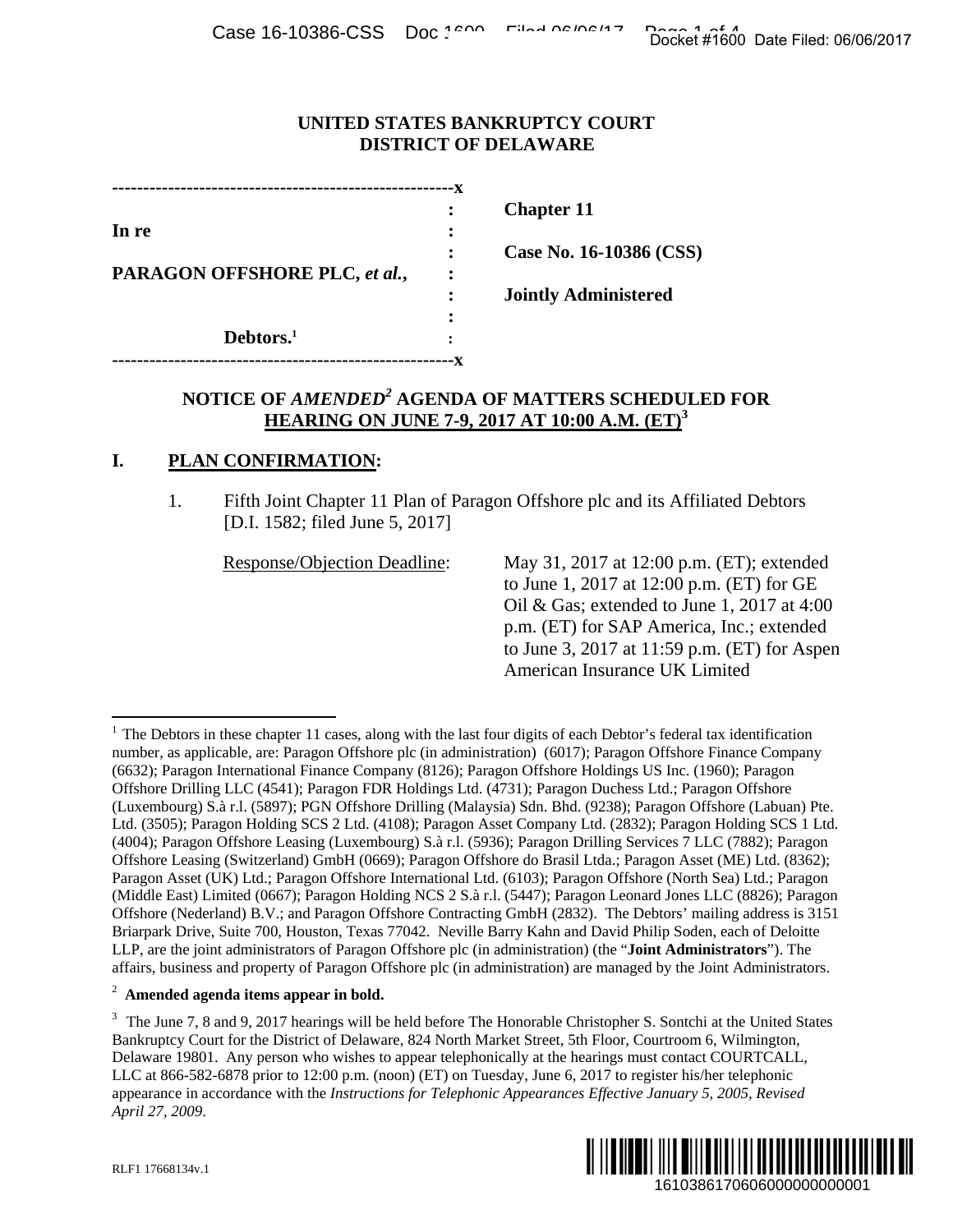UNITED STATES BANKRUPTCY COURT
DISTRICT OF DELAWARE

| | | |
|---|---|---|
| In re | : | **Chapter 11** |
| **PARAGON OFFSHORE PLC, *et al.*,** | : | **Case No. 16-10386 (CSS)** |
| | : | **Jointly Administered** |
| **Debtors.**[1] | : | |

**NOTICE OF *AMENDED*[2] AGENDA OF MATTERS SCHEDULED FOR HEARING ON JUNE 7-9, 2017 AT 10:00 A.M. (ET)[3]**

## I. PLAN CONFIRMATION:

1. Fifth Joint Chapter 11 Plan of Paragon Offshore plc and its Affiliated Debtors [D.I. 1582; filed June 5, 2017]

   Response/Objection Deadline: May 31, 2017 at 12:00 p.m. (ET); extended to June 1, 2017 at 12:00 p.m. (ET) for GE Oil & Gas; extended to June 1, 2017 at 4:00 p.m. (ET) for SAP America, Inc.; extended to June 3, 2017 at 11:59 p.m. (ET) for Aspen American Insurance UK Limited

---

[1] The Debtors in these chapter 11 cases, along with the last four digits of each Debtor's federal tax identification number, as applicable, are: Paragon Offshore plc (in administration) (6017); Paragon Offshore Finance Company (6632); Paragon International Finance Company (8126); Paragon Offshore Holdings US Inc. (1960); Paragon Offshore Drilling LLC (4541); Paragon FDR Holdings Ltd. (4731); Paragon Duchess Ltd.; Paragon Offshore (Luxembourg) S.à r.l. (5897); PGN Offshore Drilling (Malaysia) Sdn. Bhd. (9238); Paragon Offshore (Labuan) Pte. Ltd. (3505); Paragon Holding SCS 2 Ltd. (4108); Paragon Asset Company Ltd. (2832); Paragon Holding SCS 1 Ltd. (4004); Paragon Offshore Leasing (Luxembourg) S.à r.l. (5936); Paragon Drilling Services 7 LLC (7882); Paragon Offshore Leasing (Switzerland) GmbH (0669); Paragon Offshore do Brasil Ltda.; Paragon Asset (ME) Ltd. (8362); Paragon Asset (UK) Ltd.; Paragon Offshore International Ltd. (6103); Paragon Offshore (North Sea) Ltd.; Paragon (Middle East) Limited (0667); Paragon Holding NCS 2 S.à r.l. (5447); Paragon Leonard Jones LLC (8826); Paragon Offshore (Nederland) B.V.; and Paragon Offshore Contracting GmbH (2832). The Debtors' mailing address is 3151 Briarpark Drive, Suite 700, Houston, Texas 77042. Neville Barry Kahn and David Philip Soden, each of Deloitte LLP, are the joint administrators of Paragon Offshore plc (in administration) (the "**Joint Administrators**"). The affairs, business and property of Paragon Offshore plc (in administration) are managed by the Joint Administrators.

[2] **Amended agenda items appear in bold.**

[3] The June 7, 8 and 9, 2017 hearings will be held before The Honorable Christopher S. Sontchi at the United States Bankruptcy Court for the District of Delaware, 824 North Market Street, 5th Floor, Courtroom 6, Wilmington, Delaware 19801. Any person who wishes to appear telephonically at the hearings must contact COURTCALL, LLC at 866-582-6878 prior to 12:00 p.m. (noon) (ET) on Tuesday, June 6, 2017 to register his/her telephonic appearance in accordance with the *Instructions for Telephonic Appearances Effective January 5, 2005, Revised April 27, 2009*.

RLF1 17668134v.1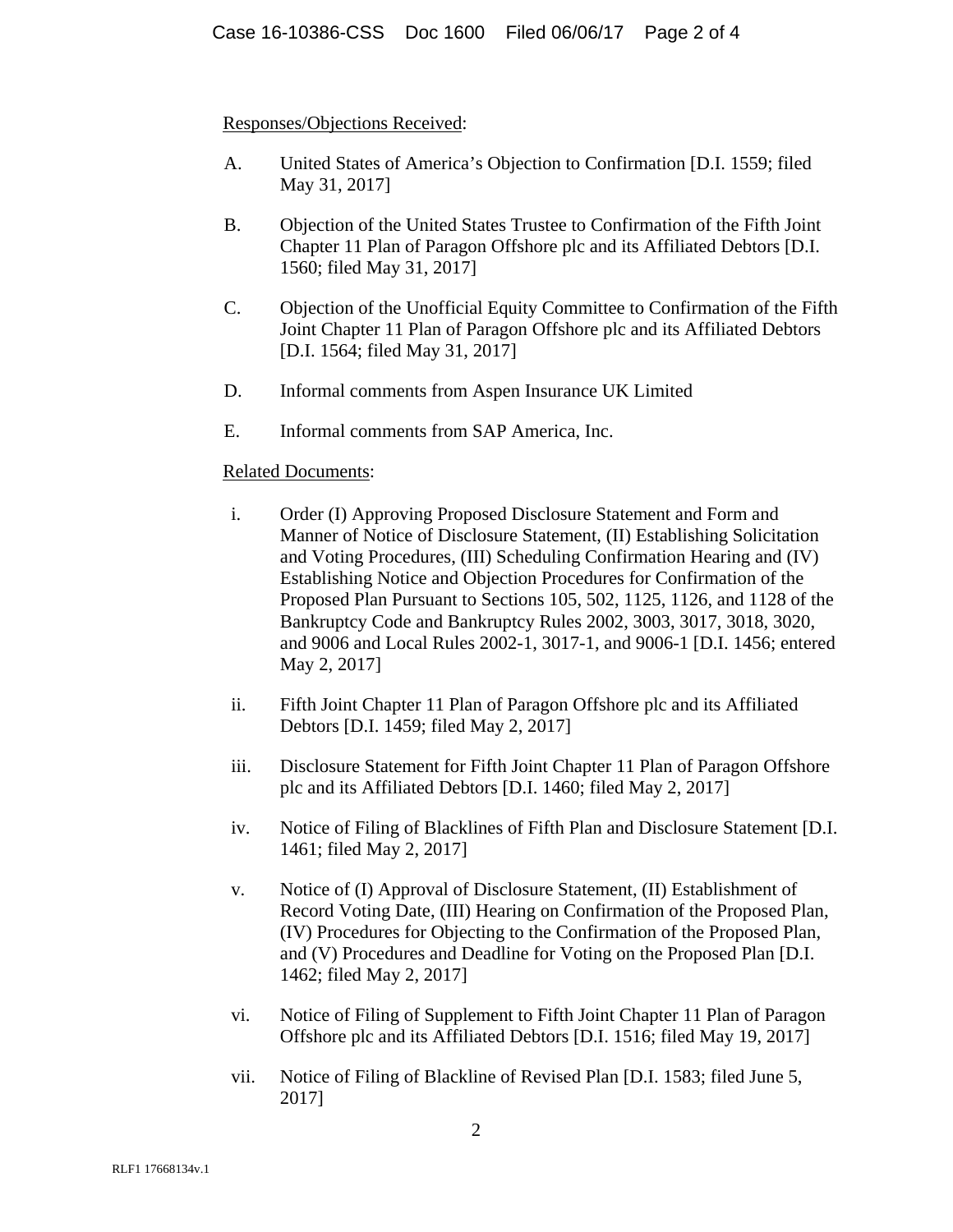Responses/Objections Received:

A. United States of America's Objection to Confirmation [D.I. 1559; filed May 31, 2017]

B. Objection of the United States Trustee to Confirmation of the Fifth Joint Chapter 11 Plan of Paragon Offshore plc and its Affiliated Debtors [D.I. 1560; filed May 31, 2017]

C. Objection of the Unofficial Equity Committee to Confirmation of the Fifth Joint Chapter 11 Plan of Paragon Offshore plc and its Affiliated Debtors [D.I. 1564; filed May 31, 2017]

D. Informal comments from Aspen Insurance UK Limited

E. Informal comments from SAP America, Inc.

Related Documents:

i. Order (I) Approving Proposed Disclosure Statement and Form and Manner of Notice of Disclosure Statement, (II) Establishing Solicitation and Voting Procedures, (III) Scheduling Confirmation Hearing and (IV) Establishing Notice and Objection Procedures for Confirmation of the Proposed Plan Pursuant to Sections 105, 502, 1125, 1126, and 1128 of the Bankruptcy Code and Bankruptcy Rules 2002, 3003, 3017, 3018, 3020, and 9006 and Local Rules 2002-1, 3017-1, and 9006-1 [D.I. 1456; entered May 2, 2017]

ii. Fifth Joint Chapter 11 Plan of Paragon Offshore plc and its Affiliated Debtors [D.I. 1459; filed May 2, 2017]

iii. Disclosure Statement for Fifth Joint Chapter 11 Plan of Paragon Offshore plc and its Affiliated Debtors [D.I. 1460; filed May 2, 2017]

iv. Notice of Filing of Blacklines of Fifth Plan and Disclosure Statement [D.I. 1461; filed May 2, 2017]

v. Notice of (I) Approval of Disclosure Statement, (II) Establishment of Record Voting Date, (III) Hearing on Confirmation of the Proposed Plan, (IV) Procedures for Objecting to the Confirmation of the Proposed Plan, and (V) Procedures and Deadline for Voting on the Proposed Plan [D.I. 1462; filed May 2, 2017]

vi. Notice of Filing of Supplement to Fifth Joint Chapter 11 Plan of Paragon Offshore plc and its Affiliated Debtors [D.I. 1516; filed May 19, 2017]

vii. Notice of Filing of Blackline of Revised Plan [D.I. 1583; filed June 5, 2017]

RLF1 17668134v.1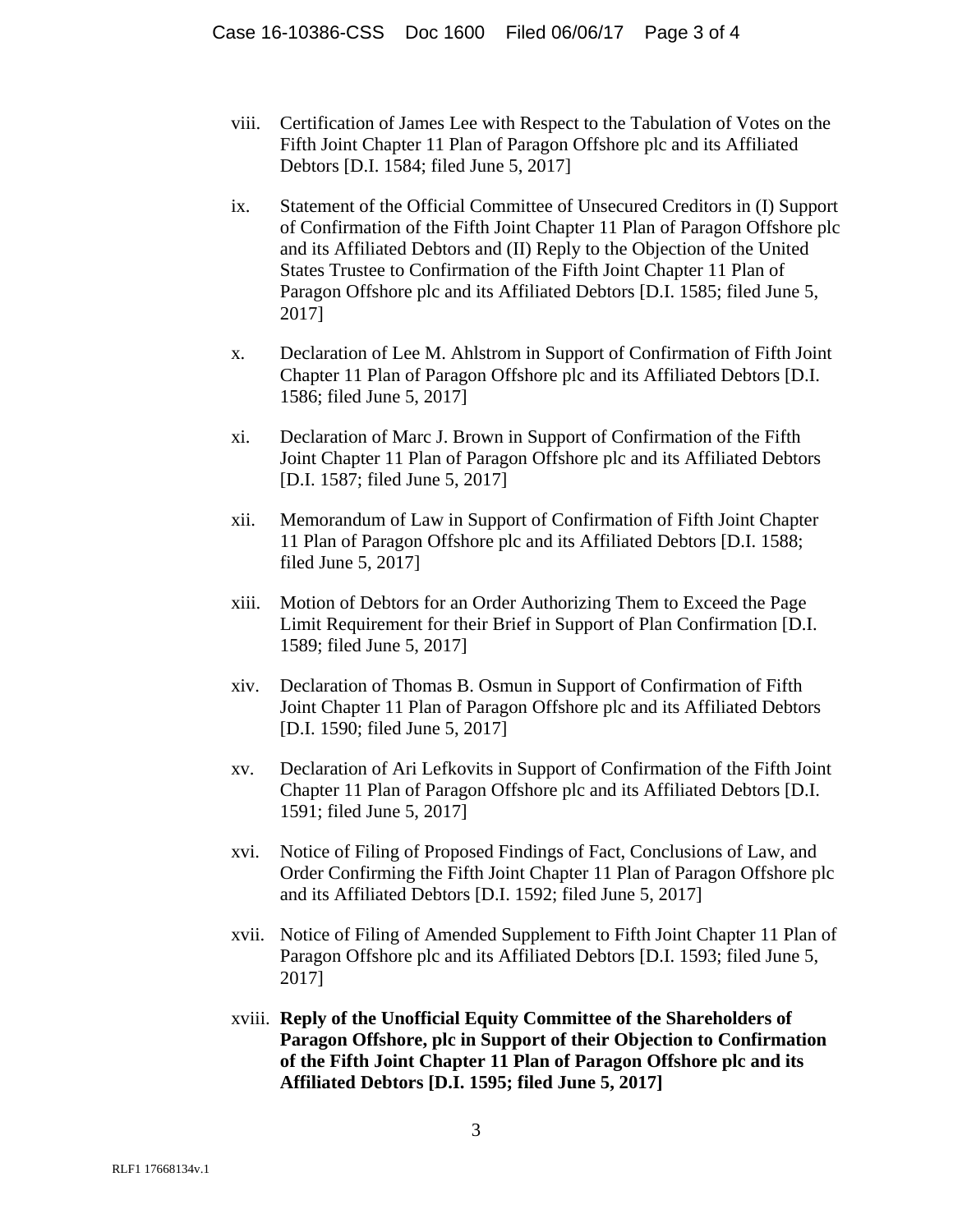viii. Certification of James Lee with Respect to the Tabulation of Votes on the Fifth Joint Chapter 11 Plan of Paragon Offshore plc and its Affiliated Debtors [D.I. 1584; filed June 5, 2017]

ix. Statement of the Official Committee of Unsecured Creditors in (I) Support of Confirmation of the Fifth Joint Chapter 11 Plan of Paragon Offshore plc and its Affiliated Debtors and (II) Reply to the Objection of the United States Trustee to Confirmation of the Fifth Joint Chapter 11 Plan of Paragon Offshore plc and its Affiliated Debtors [D.I. 1585; filed June 5, 2017]

x. Declaration of Lee M. Ahlstrom in Support of Confirmation of Fifth Joint Chapter 11 Plan of Paragon Offshore plc and its Affiliated Debtors [D.I. 1586; filed June 5, 2017]

xi. Declaration of Marc J. Brown in Support of Confirmation of the Fifth Joint Chapter 11 Plan of Paragon Offshore plc and its Affiliated Debtors [D.I. 1587; filed June 5, 2017]

xii. Memorandum of Law in Support of Confirmation of Fifth Joint Chapter 11 Plan of Paragon Offshore plc and its Affiliated Debtors [D.I. 1588; filed June 5, 2017]

xiii. Motion of Debtors for an Order Authorizing Them to Exceed the Page Limit Requirement for their Brief in Support of Plan Confirmation [D.I. 1589; filed June 5, 2017]

xiv. Declaration of Thomas B. Osmun in Support of Confirmation of Fifth Joint Chapter 11 Plan of Paragon Offshore plc and its Affiliated Debtors [D.I. 1590; filed June 5, 2017]

xv. Declaration of Ari Lefkovits in Support of Confirmation of the Fifth Joint Chapter 11 Plan of Paragon Offshore plc and its Affiliated Debtors [D.I. 1591; filed June 5, 2017]

xvi. Notice of Filing of Proposed Findings of Fact, Conclusions of Law, and Order Confirming the Fifth Joint Chapter 11 Plan of Paragon Offshore plc and its Affiliated Debtors [D.I. 1592; filed June 5, 2017]

xvii. Notice of Filing of Amended Supplement to Fifth Joint Chapter 11 Plan of Paragon Offshore plc and its Affiliated Debtors [D.I. 1593; filed June 5, 2017]

xviii. **Reply of the Unofficial Equity Committee of the Shareholders of Paragon Offshore, plc in Support of their Objection to Confirmation of the Fifth Joint Chapter 11 Plan of Paragon Offshore plc and its Affiliated Debtors [D.I. 1595; filed June 5, 2017]**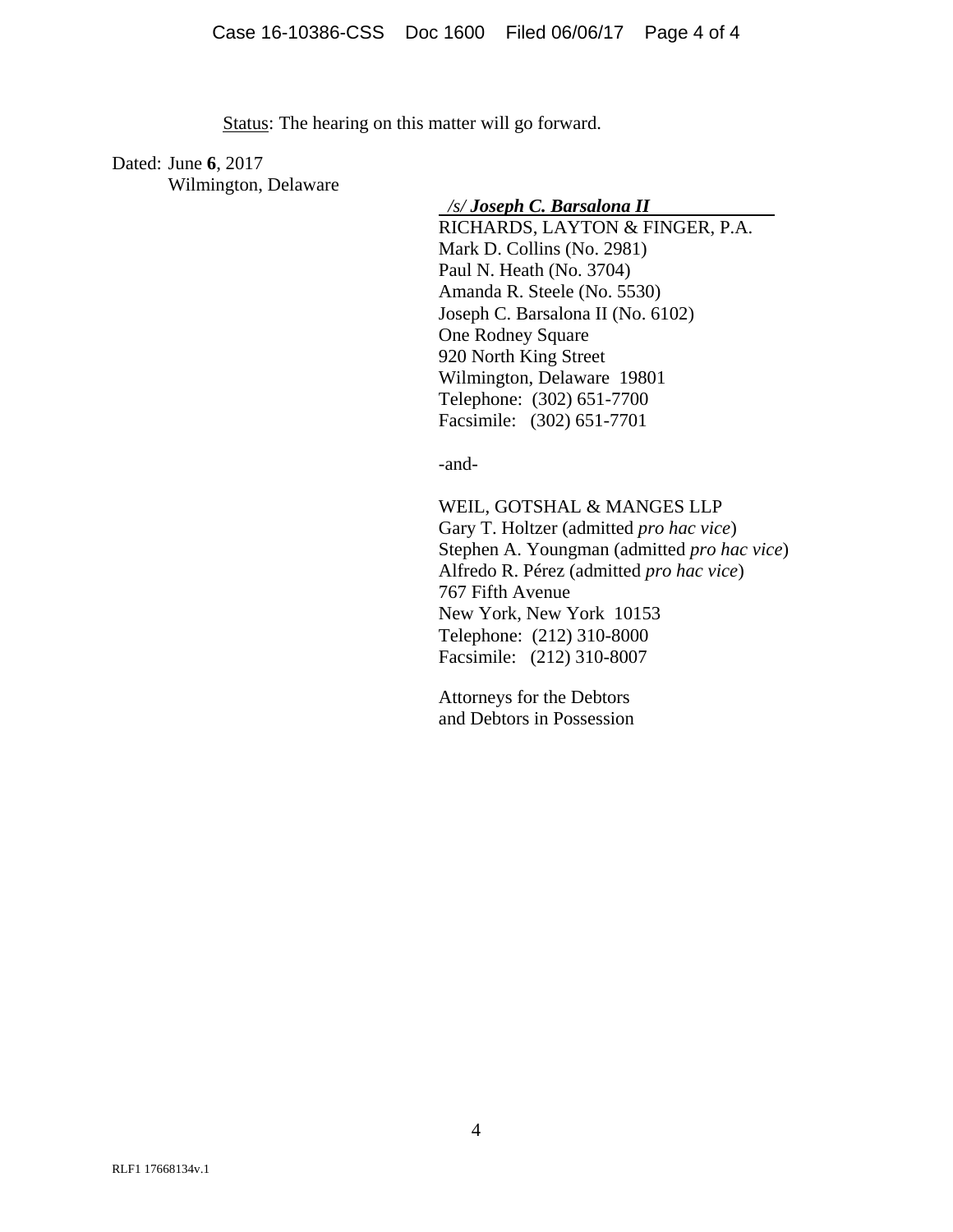Status: The hearing on this matter will go forward.

Dated: June **6**, 2017
Wilmington, Delaware

*/s/ **Joseph C. Barsalona II***
RICHARDS, LAYTON & FINGER, P.A.
Mark D. Collins (No. 2981)
Paul N. Heath (No. 3704)
Amanda R. Steele (No. 5530)
Joseph C. Barsalona II (No. 6102)
One Rodney Square
920 North King Street
Wilmington, Delaware 19801
Telephone: (302) 651-7700
Facsimile: (302) 651-7701

-and-

WEIL, GOTSHAL & MANGES LLP
Gary T. Holtzer (admitted *pro hac vice*)
Stephen A. Youngman (admitted *pro hac vice*)
Alfredo R. Pérez (admitted *pro hac vice*)
767 Fifth Avenue
New York, New York 10153
Telephone: (212) 310-8000
Facsimile: (212) 310-8007

Attorneys for the Debtors
and Debtors in Possession

RLF1 17668134v.1